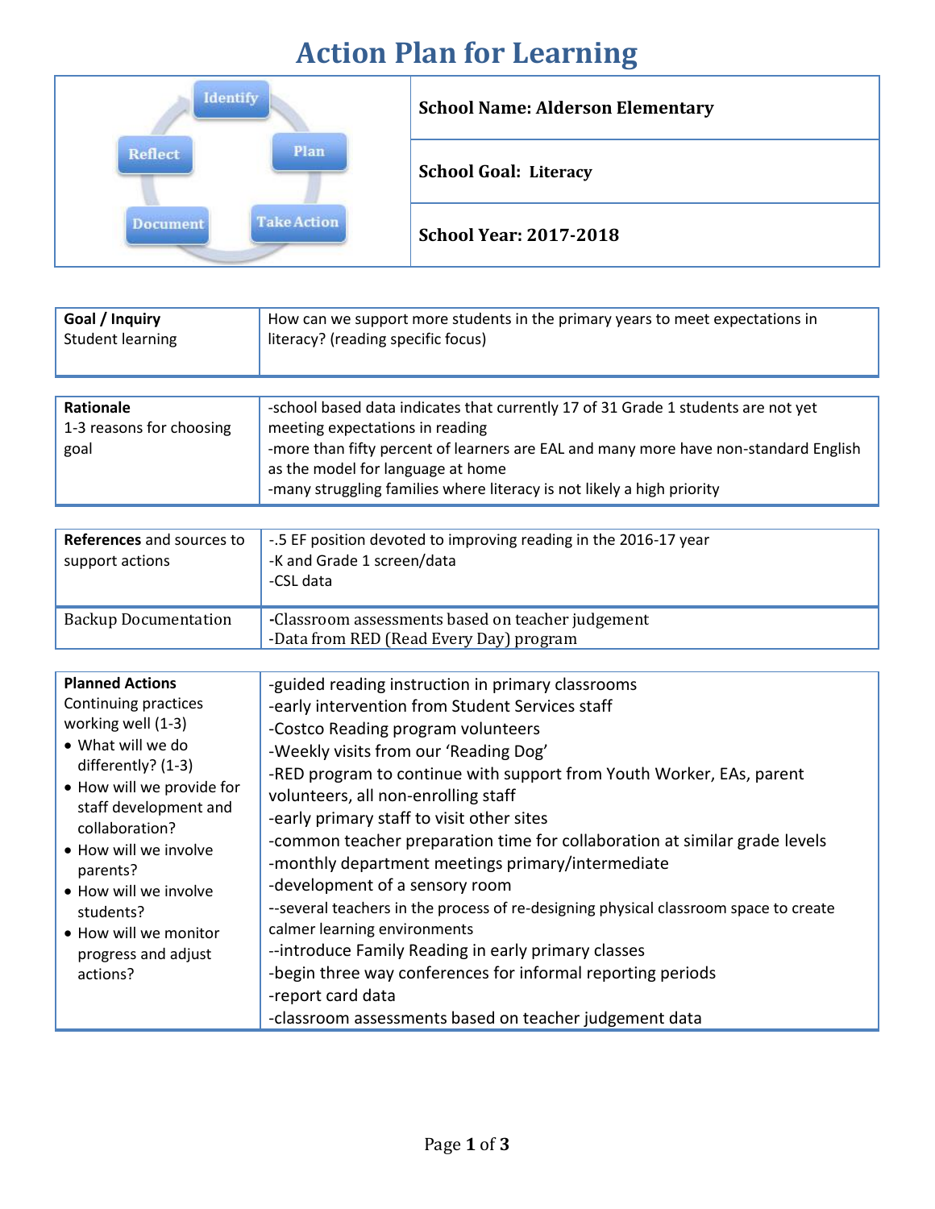# Action Plan for Learning

| | |
|---|---|
| Identify, Plan, Take Action, Document, Reflect | **School Name: Alderson Elementary** |
| | **School Goal: Literacy** |
| | **School Year: 2017-2018** |

| | |
|---|---|
| **Goal / Inquiry**<br>Student learning | How can we support more students in the primary years to meet expectations in literacy? (reading specific focus) |

| | |
|---|---|
| **Rationale**<br>1-3 reasons for choosing goal | -school based data indicates that currently 17 of 31 Grade 1 students are not yet meeting expectations in reading<br>-more than fifty percent of learners are EAL and many more have non-standard English as the model for language at home<br>-many struggling families where literacy is not likely a high priority |

| | |
|---|---|
| **References** and sources to support actions | -.5 EF position devoted to improving reading in the 2016-17 year<br>-K and Grade 1 screen/data<br>-CSL data |
| Backup Documentation | -Classroom assessments based on teacher judgement<br>-Data from RED (Read Every Day) program |

| | |
|---|---|
| **Planned Actions**<br>Continuing practices working well (1-3)<br>• What will we do differently? (1-3)<br>• How will we provide for staff development and collaboration?<br>• How will we involve parents?<br>• How will we involve students?<br>• How will we monitor progress and adjust actions? | -guided reading instruction in primary classrooms<br>-early intervention from Student Services staff<br>-Costco Reading program volunteers<br>-Weekly visits from our 'Reading Dog'<br>-RED program to continue with support from Youth Worker, EAs, parent volunteers, all non-enrolling staff<br>-early primary staff to visit other sites<br>-common teacher preparation time for collaboration at similar grade levels<br>-monthly department meetings primary/intermediate<br>-development of a sensory room<br>--several teachers in the process of re-designing physical classroom space to create calmer learning environments<br>--introduce Family Reading in early primary classes<br>-begin three way conferences for informal reporting periods<br>-report card data<br>-classroom assessments based on teacher judgement data |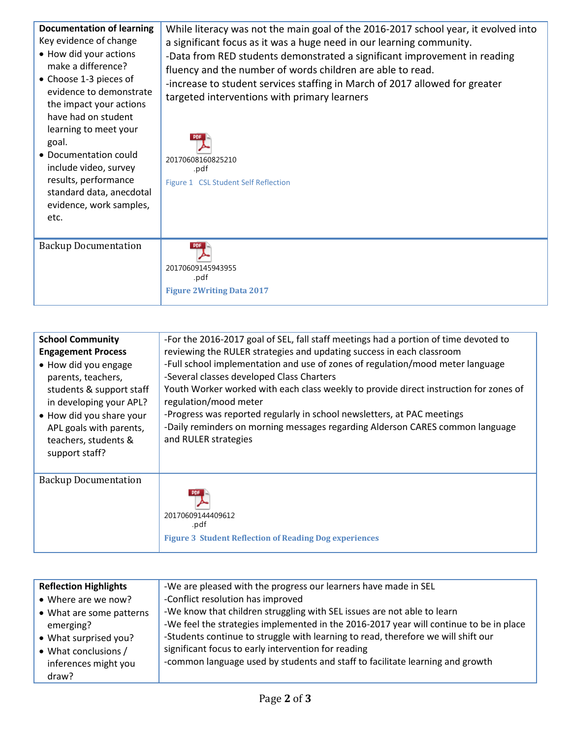| | |
|---|---|
| **Documentation of learning**<br>Key evidence of change<br>• How did your actions make a difference?<br>• Choose 1-3 pieces of evidence to demonstrate the impact your actions have had on student learning to meet your goal.<br>• Documentation could include video, survey results, performance standard data, anecdotal evidence, work samples, etc. | While literacy was not the main goal of the 2016-2017 school year, it evolved into a significant focus as it was a huge need in our learning community.<br>-Data from RED students demonstrated a significant improvement in reading fluency and the number of words children are able to read.<br>-increase to student services staffing in March of 2017 allowed for greater targeted interventions with primary learners<br><br>20170608160825210.pdf<br>Figure 1 CSL Student Self Reflection |
| Backup Documentation | 20170609145943955.pdf<br>**Figure 2Writing Data 2017** |

| | |
|---|---|
| **School Community Engagement Process**<br>• How did you engage parents, teachers, students & support staff in developing your APL?<br>• How did you share your APL goals with parents, teachers, students & support staff? | -For the 2016-2017 goal of SEL, fall staff meetings had a portion of time devoted to reviewing the RULER strategies and updating success in each classroom<br>-Full school implementation and use of zones of regulation/mood meter language<br>-Several classes developed Class Charters<br>Youth Worker worked with each class weekly to provide direct instruction for zones of regulation/mood meter<br>-Progress was reported regularly in school newsletters, at PAC meetings<br>-Daily reminders on morning messages regarding Alderson CARES common language and RULER strategies |
| Backup Documentation | 20170609144409612.pdf<br>**Figure 3 Student Reflection of Reading Dog experiences** |

| | |
|---|---|
| **Reflection Highlights**<br>• Where are we now?<br>• What are some patterns emerging?<br>• What surprised you?<br>• What conclusions / inferences might you draw? | -We are pleased with the progress our learners have made in SEL<br>-Conflict resolution has improved<br>-We know that children struggling with SEL issues are not able to learn<br>-We feel the strategies implemented in the 2016-2017 year will continue to be in place<br>-Students continue to struggle with learning to read, therefore we will shift our significant focus to early intervention for reading<br>-common language used by students and staff to facilitate learning and growth |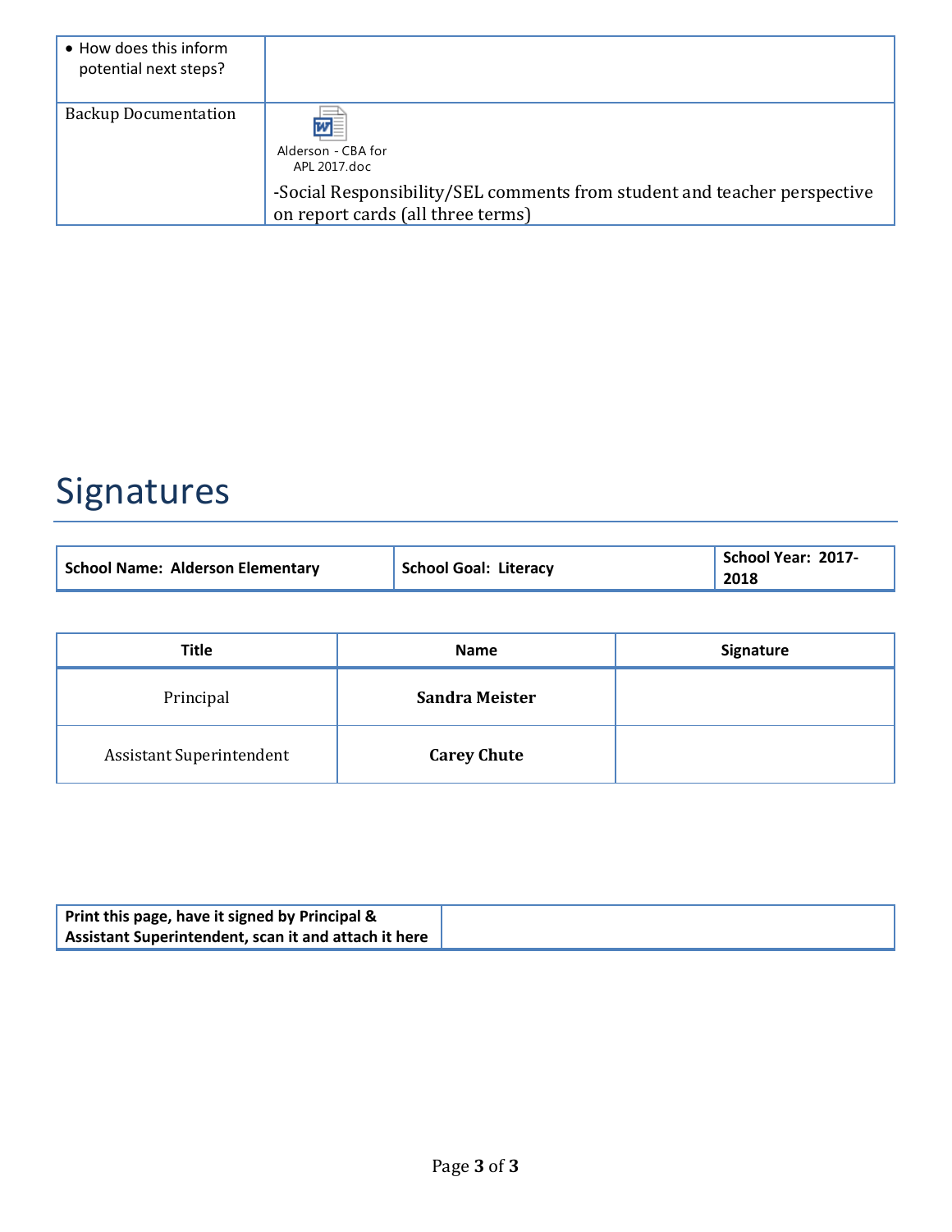| | |
|---|---|
| • How does this inform potential next steps? | |
| Backup Documentation | Alderson - CBA for APL 2017.doc<br>-Social Responsibility/SEL comments from student and teacher perspective on report cards (all three terms) |

# Signatures

| School Name: Alderson Elementary | School Goal: Literacy | School Year: 2017-2018 |
|---|---|---|

| Title | Name | Signature |
|---|---|---|
| Principal | **Sandra Meister** | |
| Assistant Superintendent | **Carey Chute** | |

| | |
|---|---|
| **Print this page, have it signed by Principal & Assistant Superintendent, scan it and attach it here** | |